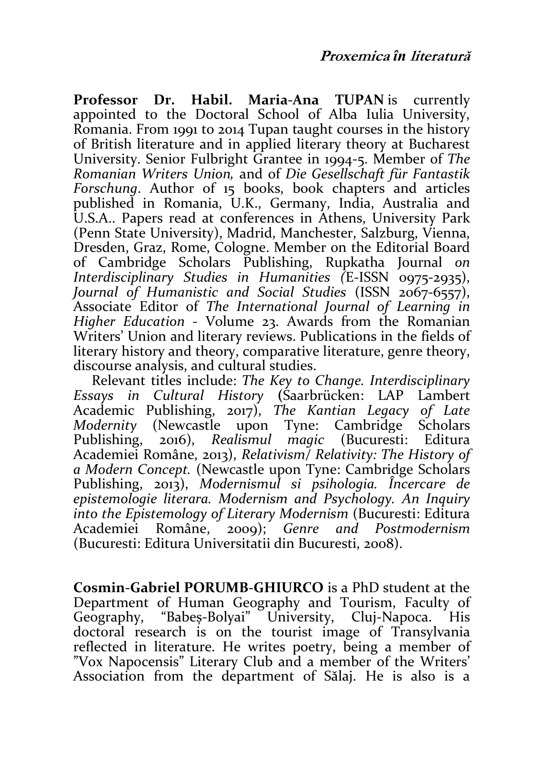**Professor Dr. Habil. Maria-Ana TUPAN** is currently appointed to the Doctoral School of Alba Iulia University, Romania. From 1991 to 2014 Tupan taught courses in the history of British literature and in applied literary theory at Bucharest University. Senior Fulbright Grantee in 1994-5. Member of *The Romanian Writers Union,* and of *Die Gesellschaft für Fantastik Forschung*. Author of 15 books, book chapters and articles published in Romania, U.K., Germany, India, Australia and U.S.A.. Papers read at conferences in Athens, University Park (Penn State University), Madrid, Manchester, Salzburg, Vienna, Dresden, Graz, Rome, Cologne. Member on the Editorial Board of Cambridge Scholars Publishing, Rupkatha Journal *on Interdisciplinary Studies in Humanities (*E-ISSN 0975-2935), *Journal of Humanistic and Social Studies* (ISSN 2067-6557), Associate Editor of *The International Journal of Learning in Higher Education* - Volume 23. Awards from the Romanian Writers' Union and literary reviews. Publications in the fields of literary history and theory, comparative literature, genre theory, discourse analysis, and cultural studies.

Relevant titles include: *The Key to Change. Interdisciplinary Essays in Cultural History* (Saarbrücken: LAP Lambert Academic Publishing, 2017), *The Kantian Legacy of Late Modernity* (Newcastle upon Tyne: Cambridge Scholars Publishing, 2016), *Realismul magic* (Bucuresti: Editura Academiei Române, 2013), *Relativism/ Relativity: The History of a Modern Concept.* (Newcastle upon Tyne: Cambridge Scholars Publishing, 2013), *Modernismul si psihologia. Încercare de epistemologie literara. Modernism and Psychology. An Inquiry into the Epistemology of Literary Modernism* (Bucuresti: Editura Academiei Române, 2009); *Genre and Postmodernism* (Bucuresti: Editura Universitatii din Bucuresti, 2008).

**Cosmin-Gabriel PORUMB-GHIURCO** is a PhD student at the Department of Human Geography and Tourism, Faculty of Geography, "Babeș-Bolyai" University, Cluj-Napoca. His doctoral research is on the tourist image of Transylvania reflected in literature. He writes poetry, being a member of "Vox Napocensis" Literary Club and a member of the Writers' Association from the department of Sălaj. He is also is a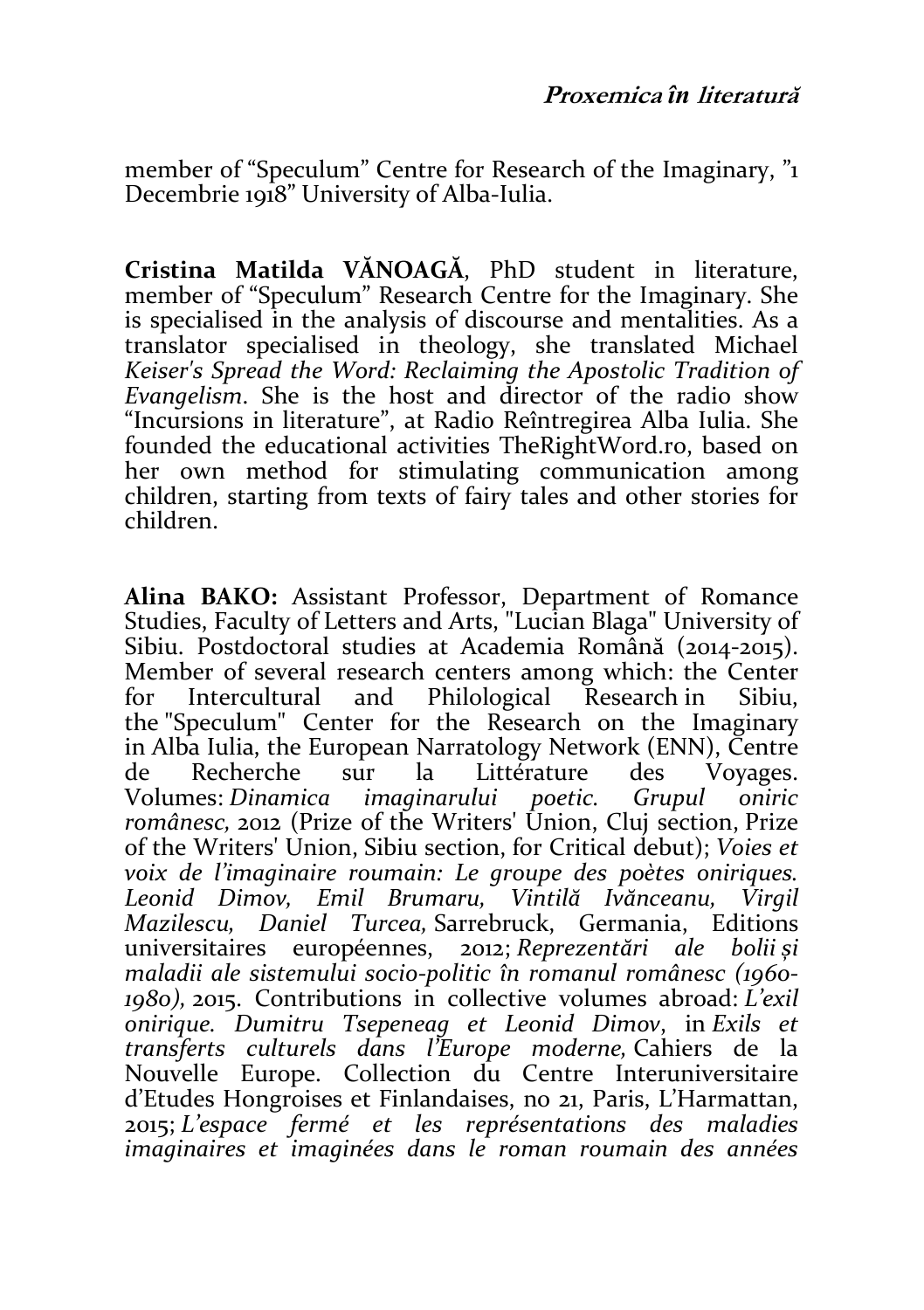member of “Speculum” Centre for Research of the Imaginary, ”1 Decembrie 1918” University of Alba-Iulia.

**Cristina Matilda VĂNOAGĂ**, PhD student in literature, member of “Speculum” Research Centre for the Imaginary. She is specialised in the analysis of discourse and mentalities. As a translator specialised in theology, she translated Michael *Keiser's Spread the Word: Reclaiming the Apostolic Tradition of Evangelism*. She is the host and director of the radio show “Incursions in literature”, at Radio Reîntregirea Alba Iulia. She founded the educational activities TheRightWord.ro, based on her own method for stimulating communication among children, starting from texts of fairy tales and other stories for children.

**Alina BAKO:** Assistant Professor, Department of Romance Studies, Faculty of Letters and Arts, "Lucian Blaga" University of Sibiu. Postdoctoral studies at Academia Română (2014-2015). Member of several research centers among which: the Center for Intercultural and Philological Research in Sibiu, the "Speculum" Center for the Research on the Imaginary in Alba Iulia, the European Narratology Network (ENN), Centre de Recherche sur la Littérature des Voyages. Volumes: *Dinamica imaginarului poetic. Grupul oniric românesc,* 2012 (Prize of the Writers' Union, Cluj section, Prize of the Writers' Union, Sibiu section, for Critical debut); *Voies et voix de l'imaginaire roumain: Le groupe des poètes oniriques. Leonid Dimov, Emil Brumaru, Vintilă Ivănceanu, Virgil Mazilescu, Daniel Turcea,* Sarrebruck, Germania, Editions universitaires européennes, 2012; *Reprezentări ale bolii și maladii ale sistemului socio-politic în romanul românesc (1960-1980),* 2015. Contributions in collective volumes abroad: *L'exil onirique. Dumitru Tsepeneag et Leonid Dimov*, in *Exils et transferts culturels dans l'Europe moderne,* Cahiers de la Nouvelle Europe. Collection du Centre Interuniversitaire d'Etudes Hongroises et Finlandaises, no 21, Paris, L'Harmattan, 2015; *L'espace fermé et les représentations des maladies imaginaires et imaginées dans le roman roumain des années*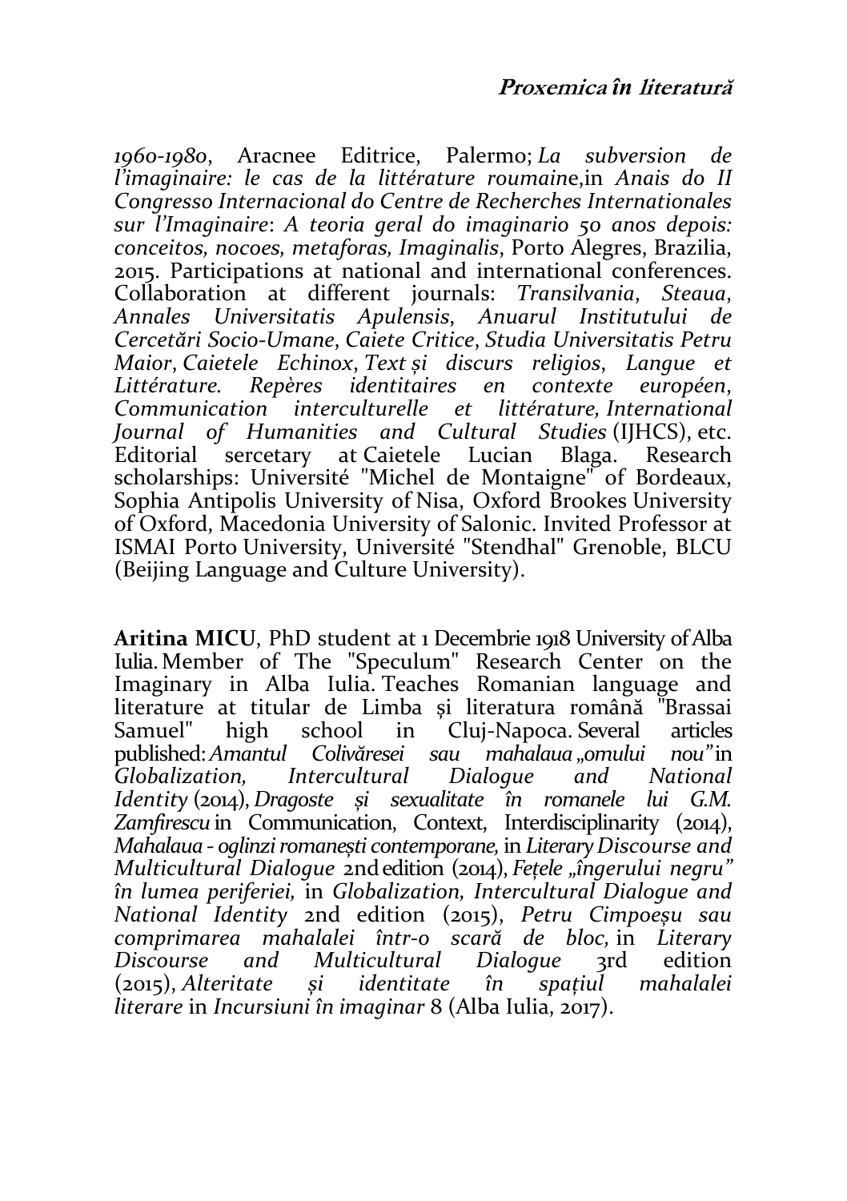*1960-1980*, Aracnee Editrice, Palermo; *La subversion de l'imaginaire: le cas de la littérature roumain*e,in *Anais do II Congresso Internacional do Centre de Recherches Internationales sur l'Imaginaire*: *A teoria geral do imaginario 50 anos depois: conceitos, nocoes, metaforas, Imaginalis*, Porto Alegres, Brazilia, 2015. Participations at national and international conferences. Collaboration at different journals: *Transilvania*, *Steaua*, *Annales Universitatis Apulensis*, *Anuarul Institutului de Cercetări Socio-Umane*, *Caiete Critice*, *Studia Universitatis Petru Maior*, *Caietele Echinox*, *Text și discurs religios*, *Langue et Littérature. Repères identitaires en contexte européen*, *Communication interculturelle et littérature, International Journal of Humanities and Cultural Studies* (IJHCS), etc. Editorial sercetary at Caietele Lucian Blaga. Research scholarships: Université "Michel de Montaigne" of Bordeaux, Sophia Antipolis University of Nisa, Oxford Brookes University of Oxford, Macedonia University of Salonic. Invited Professor at ISMAI Porto University, Université "Stendhal" Grenoble, BLCU (Beijing Language and Culture University).

**Aritina MICU**, PhD student at 1 Decembrie 1918 University of Alba Iulia. Member of The "Speculum" Research Center on the Imaginary in Alba Iulia. Teaches Romanian language and literature at titular de Limba și literatura română "Brassai Samuel" high school in Cluj-Napoca. Several articles published: *Amantul Colivăresei sau mahalaua „omului nou"* in *Globalization, Intercultural Dialogue and National Identity* (2014), *Dragoste și sexualitate în romanele lui G.M. Zamfirescu* in Communication, Context, Interdisciplinarity (2014), *Mahalaua - oglinzi romanești contemporane,* in *Literary Discourse and Multicultural Dialogue* 2nd edition (2014), *Fețele „îngerului negru" în lumea periferiei,* in *Globalization, Intercultural Dialogue and National Identity* 2nd edition (2015), *Petru Cimpoeșu sau comprimarea mahalalei într-o scară de bloc,* in *Literary Discourse and Multicultural Dialogue* 3rd edition (2015), *Alteritate și identitate în spațiul mahalalei literare* in *Incursiuni în imaginar* 8 (Alba Iulia, 2017).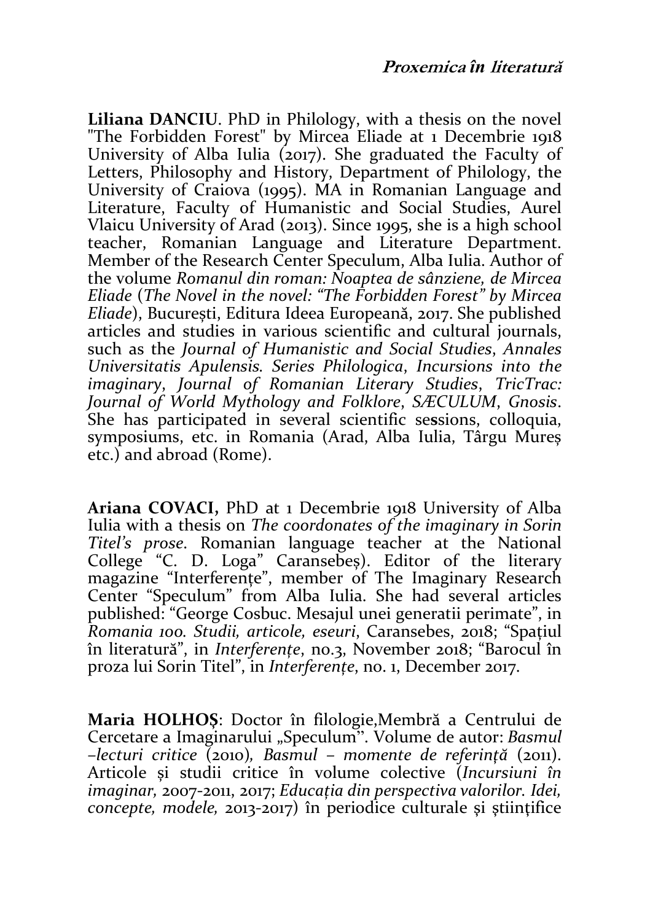**Liliana DANCIU**. PhD in Philology, with a thesis on the novel "The Forbidden Forest" by Mircea Eliade at 1 Decembrie 1918 University of Alba Iulia (2017). She graduated the Faculty of Letters, Philosophy and History, Department of Philology, the University of Craiova (1995). MA in Romanian Language and Literature, Faculty of Humanistic and Social Studies, Aurel Vlaicu University of Arad (2013). Since 1995, she is a high school teacher, Romanian Language and Literature Department. Member of the Research Center Speculum, Alba Iulia. Author of the volume *Romanul din roman: Noaptea de sânziene, de Mircea Eliade* (*The Novel in the novel: "The Forbidden Forest" by Mircea Eliade*), București, Editura Ideea Europeană, 2017. She published articles and studies in various scientific and cultural journals, such as the *Journal of Humanistic and Social Studies*, *Annales Universitatis Apulensis. Series Philologica*, *Incursions into the imaginary*, *Journal of Romanian Literary Studies*, *TricTrac: Journal of World Mythology and Folklore*, *SÆCULUM*, *Gnosis*. She has participated in several scientific sessions, colloquia, symposiums, etc. in Romania (Arad, Alba Iulia, Târgu Mureș etc.) and abroad (Rome).

**Ariana COVACI,** PhD at 1 Decembrie 1918 University of Alba Iulia with a thesis on *The coordonates of the imaginary in Sorin Titel's prose*. Romanian language teacher at the National College "C. D. Loga" Caransebeș). Editor of the literary magazine "Interferențe", member of The Imaginary Research Center "Speculum" from Alba Iulia. She had several articles published: "George Cosbuc. Mesajul unei generatii perimate", in *Romania 100. Studii, articole, eseuri*, Caransebes, 2018; "Spațiul în literatură", in *Interferențe*, no.3, November 2018; "Barocul în proza lui Sorin Titel", in *Interferențe*, no. 1, December 2017.

**Maria HOLHOȘ**: Doctor în filologie,Membră a Centrului de Cercetare a Imaginarului „Speculum". Volume de autor: *Basmul –lecturi critice* (2010)*, Basmul – momente de referință* (2011). Articole și studii critice în volume colective (*Incursiuni în imaginar,* 2007-2011, 2017; *Educația din perspectiva valorilor. Idei, concepte, modele,* 2013-2017) în periodice culturale și științifice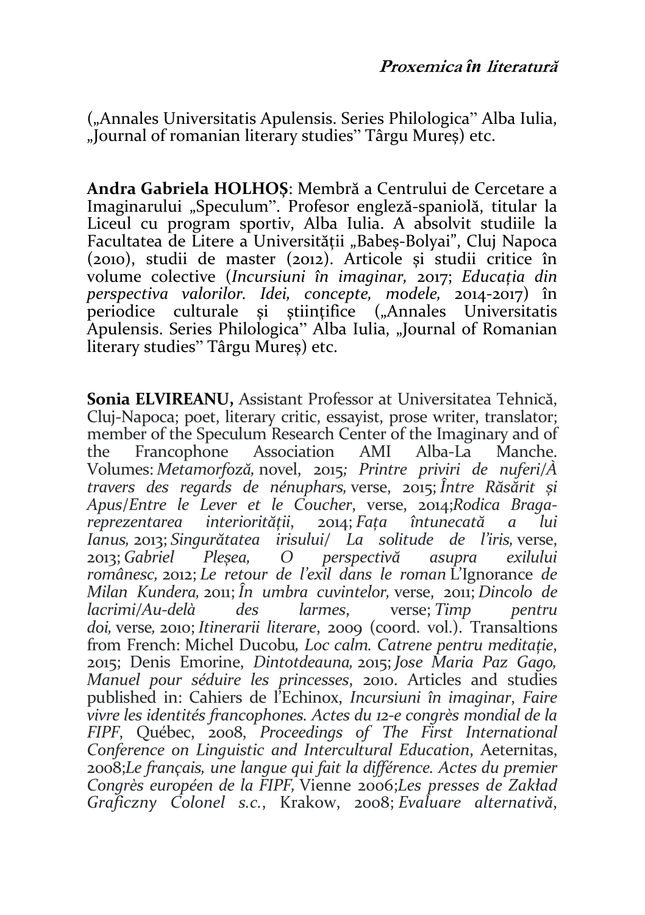(„Annales Universitatis Apulensis. Series Philologica” Alba Iulia, „Journal of romanian literary studies” Târgu Mureș) etc.

**Andra Gabriela HOLHOȘ**: Membră a Centrului de Cercetare a Imaginarului „Speculum”. Profesor engleză-spaniolă, titular la Liceul cu program sportiv, Alba Iulia. A absolvit studiile la Facultatea de Litere a Universității „Babeș-Bolyai”, Cluj Napoca (2010), studii de master (2012). Articole și studii critice în volume colective (*Incursiuni în imaginar,* 2017; *Educația din perspectiva valorilor. Idei, concepte, modele,* 2014-2017) în periodice culturale și științifice („Annales Universitatis Apulensis. Series Philologica” Alba Iulia, „Journal of Romanian literary studies” Târgu Mureș) etc.

**Sonia ELVIREANU,** Assistant Professor at Universitatea Tehnică, Cluj-Napoca; poet, literary critic, essayist, prose writer, translator; member of the Speculum Research Center of the Imaginary and of the Francophone Association AMI Alba-La Manche. Volumes: *Metamorfoză,* novel, 2015*; Printre priviri de nuferi/À travers des regards de nénuphars,* verse, 2015; *Între Răsărit și Apus/Entre le Lever et le Coucher*, verse, 2014;*Rodica Braga-reprezentarea interiorității*, 2014; *Fața întunecată a lui Ianus,* 2013; *Singurătatea irisului/ La solitude de l'iris,* verse, 2013; *Gabriel Pleșea, O perspectivă asupra exilului românesc,* 2012; *Le retour de l'exil dans le roman* L'Ignorance *de Milan Kundera,* 2011; *În umbra cuvintelor,* verse, 2011; *Dincolo de lacrimi/Au-delà des larmes*, verse; *Timp pentru doi,* verse*,* 2010; *Itinerarii literare*, 2009 (coord. vol.). Transaltions from French: Michel Ducobu*, Loc calm. Catrene pentru meditație*, 2015; Denis Emorine, *Dintotdeauna,* 2015; *Jose Maria Paz Gago, Manuel pour séduire les princesses*, 2010. Articles and studies published in: Cahiers de l'Echinox, *Incursiuni în imaginar*, *Faire vivre les identités francophones. Actes du 12-e congrès mondial de la FIPF*, Québec, 2008, *Proceedings of The First International Conference on Linguistic and Intercultural Education*, Aeternitas, 2008;*Le français, une langue qui fait la différence. Actes du premier Congrès européen de la FIPF,* Vienne 2006;*Les presses de Zakład Graficzny Colonel s.c.*, Krakow, 2008; *Evaluare alternativă*,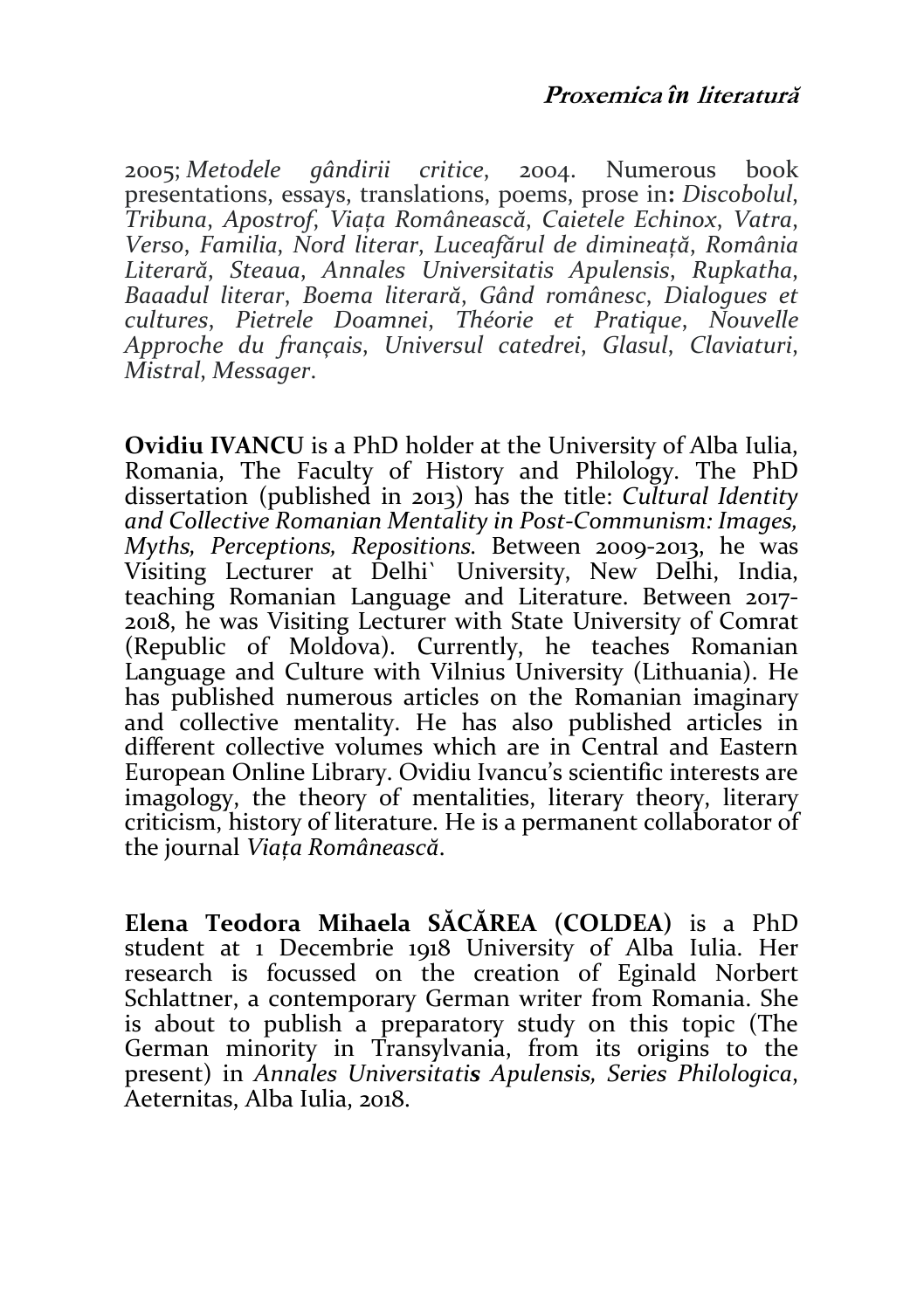2005; *Metodele gândirii critice*, 2004. Numerous book presentations, essays, translations, poems, prose in**:** *Discobolul, Tribuna*, *Apostrof*, *Viața Românească*, *Caietele Echinox*, *Vatra*, *Verso*, *Familia*, *Nord literar*, *Luceafărul de dimineață*, *România Literară*, *Steaua*, *Annales Universitatis Apulensis*, *Rupkatha*, *Baaadul literar*, *Boema literară*, *Gând românesc*, *Dialogues et cultures*, *Pietrele Doamnei*, *Théorie et Pratique*, *Nouvelle Approche du français*, *Universul catedrei*, *Glasul*, *Claviaturi*, *Mistral*, *Messager*.

**Ovidiu IVANCU** is a PhD holder at the University of Alba Iulia, Romania, The Faculty of History and Philology. The PhD dissertation (published in 2013) has the title: *Cultural Identity and Collective Romanian Mentality in Post-Communism: Images, Myths, Perceptions, Repositions*. Between 2009-2013, he was Visiting Lecturer at Delhi` University, New Delhi, India, teaching Romanian Language and Literature. Between 2017-2018, he was Visiting Lecturer with State University of Comrat (Republic of Moldova). Currently, he teaches Romanian Language and Culture with Vilnius University (Lithuania). He has published numerous articles on the Romanian imaginary and collective mentality. He has also published articles in different collective volumes which are in Central and Eastern European Online Library. Ovidiu Ivancu's scientific interests are imagology, the theory of mentalities, literary theory, literary criticism, history of literature. He is a permanent collaborator of the journal *Viața Românească*.

**Elena Teodora Mihaela SĂCĂREA (COLDEA)** is a PhD student at 1 Decembrie 1918 University of Alba Iulia. Her research is focussed on the creation of Eginald Norbert Schlattner, a contemporary German writer from Romania. She is about to publish a preparatory study on this topic (The German minority in Transylvania, from its origins to the present) in *Annales Universitatis Apulensis, Series Philologica*, Aeternitas, Alba Iulia, 2018.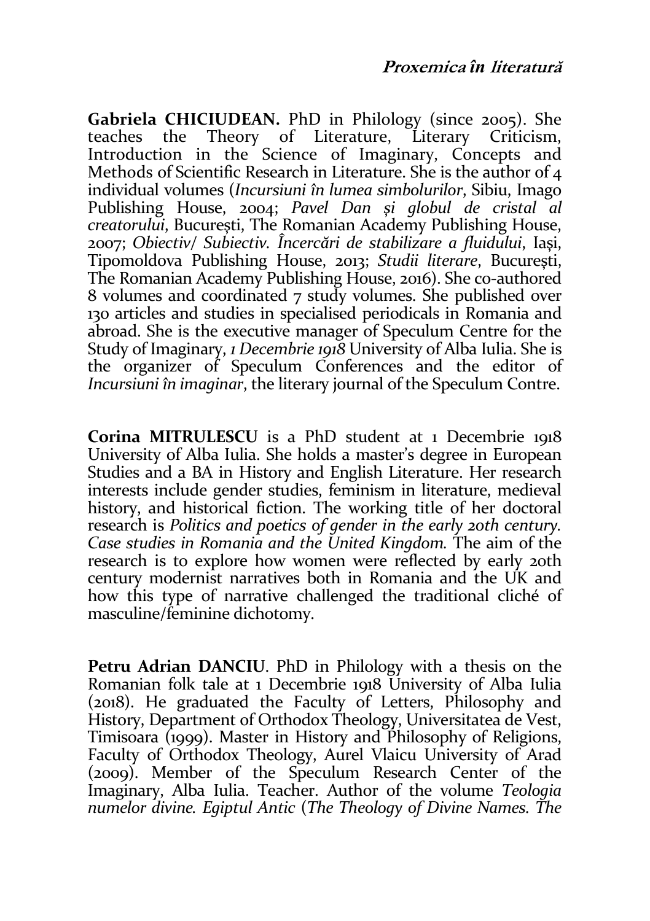**Gabriela CHICIUDEAN.** PhD in Philology (since 2005). She teaches the Theory of Literature, Literary Criticism, Introduction in the Science of Imaginary, Concepts and Methods of Scientific Research in Literature. She is the author of 4 individual volumes (*Incursiuni în lumea simbolurilor*, Sibiu, Imago Publishing House, 2004; *Pavel Dan și globul de cristal al creatorului*, București, The Romanian Academy Publishing House, 2007; *Obiectiv/ Subiectiv. Încercări de stabilizare a fluidului*, Iași, Tipomoldova Publishing House, 2013; *Studii literare*, București, The Romanian Academy Publishing House, 2016). She co-authored 8 volumes and coordinated 7 study volumes. She published over 130 articles and studies in specialised periodicals in Romania and abroad. She is the executive manager of Speculum Centre for the Study of Imaginary, *1 Decembrie 1918* University of Alba Iulia. She is the organizer of Speculum Conferences and the editor of *Incursiuni în imaginar*, the literary journal of the Speculum Contre.

**Corina MITRULESCU** is a PhD student at 1 Decembrie 1918 University of Alba Iulia. She holds a master's degree in European Studies and a BA in History and English Literature. Her research interests include gender studies, feminism in literature, medieval history, and historical fiction. The working title of her doctoral research is *Politics and poetics of gender in the early 20th century. Case studies in Romania and the United Kingdom.* The aim of the research is to explore how women were reflected by early 20th century modernist narratives both in Romania and the UK and how this type of narrative challenged the traditional cliché of masculine/feminine dichotomy.

**Petru Adrian DANCIU**. PhD in Philology with a thesis on the Romanian folk tale at 1 Decembrie 1918 University of Alba Iulia (2018). He graduated the Faculty of Letters, Philosophy and History, Department of Orthodox Theology, Universitatea de Vest, Timisoara (1999). Master in History and Philosophy of Religions, Faculty of Orthodox Theology, Aurel Vlaicu University of Arad (2009). Member of the Speculum Research Center of the Imaginary, Alba Iulia. Teacher. Author of the volume *Teologia numelor divine. Egiptul Antic* (*The Theology of Divine Names. The*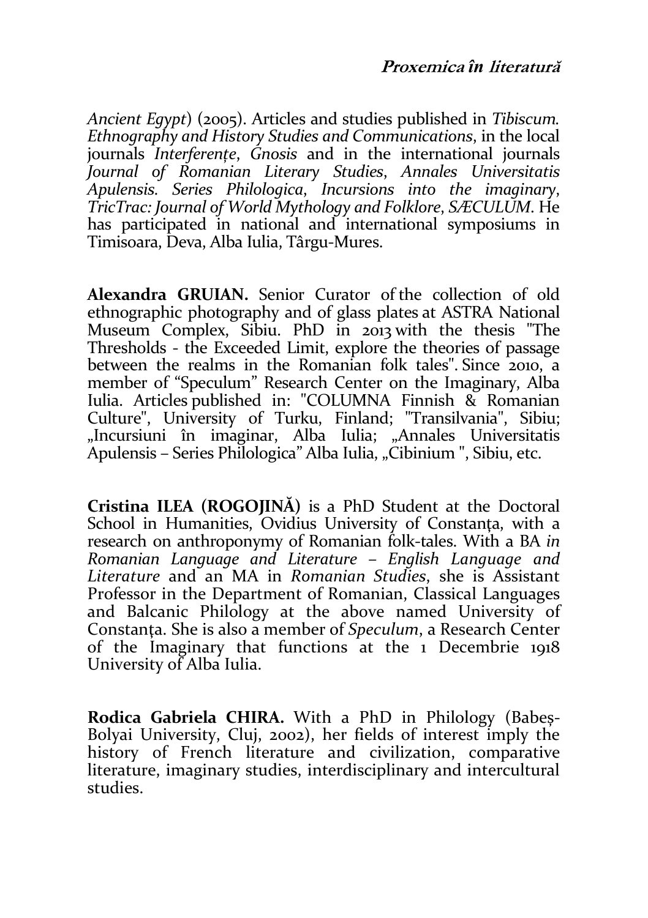*Ancient Egypt*) (2005). Articles and studies published in *Tibiscum. Ethnography and History Studies and Communications*, in the local journals *Interferențe*, *Gnosis* and in the international journals *Journal of Romanian Literary Studies*, *Annales Universitatis Apulensis. Series Philologica*, *Incursions into the imaginary*, *TricTrac: Journal of World Mythology and Folklore*, *SÆCULUM*. He has participated in national and international symposiums in Timisoara, Deva, Alba Iulia, Târgu-Mures.

**Alexandra GRUIAN.** Senior Curator of the collection of old ethnographic photography and of glass plates at ASTRA National Museum Complex, Sibiu. PhD in 2013 with the thesis "The Thresholds - the Exceeded Limit, explore the theories of passage between the realms in the Romanian folk tales". Since 2010, a member of "Speculum" Research Center on the Imaginary, Alba Iulia. Articles published in: "COLUMNA Finnish & Romanian Culture", University of Turku, Finland; "Transilvania", Sibiu; „Incursiuni în imaginar, Alba Iulia; „Annales Universitatis Apulensis – Series Philologica" Alba Iulia, „Cibinium ", Sibiu, etc.

**Cristina ILEA (ROGOJINĂ)** is a PhD Student at the Doctoral School in Humanities, Ovidius University of Constanța, with a research on anthroponymy of Romanian folk-tales. With a BA *in Romanian Language and Literature – English Language and Literature* and an MA in *Romanian Studies*, she is Assistant Professor in the Department of Romanian, Classical Languages and Balcanic Philology at the above named University of Constanța. She is also a member of *Speculum*, a Research Center of the Imaginary that functions at the 1 Decembrie 1918 University of Alba Iulia.

**Rodica Gabriela CHIRA.** With a PhD in Philology (Babeș-Bolyai University, Cluj, 2002), her fields of interest imply the history of French literature and civilization, comparative literature, imaginary studies, interdisciplinary and intercultural studies.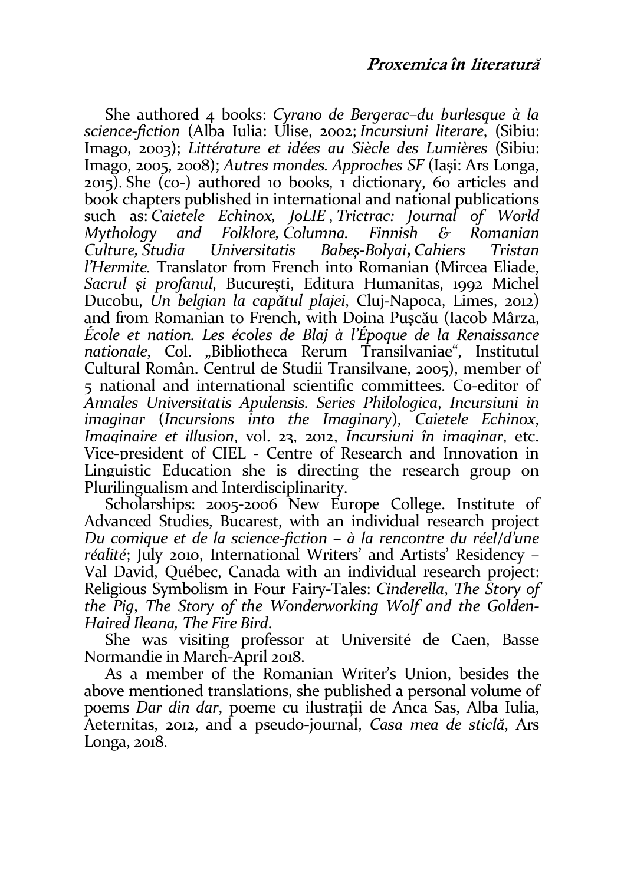She authored 4 books: *Cyrano de Bergerac–du burlesque à la science-fiction* (Alba Iulia: Ulise, 2002; *Incursiuni literare,* (Sibiu: Imago, 2003); *Littérature et idées au Siècle des Lumières* (Sibiu: Imago, 2005, 2008); *Autres mondes. Approches SF* (Iași: Ars Longa, 2015). She (co-) authored 10 books, 1 dictionary, 60 articles and book chapters published in international and national publications such as: *Caietele Echinox, JoLIE , Trictrac: Journal of World Mythology and Folklore, Columna. Finnish & Romanian Culture, Studia Universitatis Babeș-Bolyai***,** *Cahiers Tristan l'Hermite*. Translator from French into Romanian (Mircea Eliade, *Sacrul și profanul*, București, Editura Humanitas, 1992 Michel Ducobu, *Un belgian la capătul plajei*, Cluj-Napoca, Limes, 2012) and from Romanian to French, with Doina Pușcău (Iacob Mârza, *École et nation. Les écoles de Blaj à l'Époque de la Renaissance nationale*, Col. „Bibliotheca Rerum Transilvaniae", Institutul Cultural Român. Centrul de Studii Transilvane, 2005), member of 5 national and international scientific committees. Co-editor of *Annales Universitatis Apulensis. Series Philologica*, *Incursiuni in imaginar* (*Incursions into the Imaginary*), *Caietele Echinox*, *Imaginaire et illusion*, vol. 23, 2012, *Incursiuni în imaginar*, etc. Vice-president of CIEL - Centre of Research and Innovation in Linguistic Education she is directing the research group on Plurilingualism and Interdisciplinarity.

Scholarships: 2005-2006 New Europe College. Institute of Advanced Studies, Bucarest, with an individual research project *Du comique et de la science-fiction – à la rencontre du réel/d'une réalité*; July 2010, International Writers' and Artists' Residency – Val David, Québec, Canada with an individual research project: Religious Symbolism in Four Fairy-Tales: *Cinderella*, *The Story of the Pig*, *The Story of the Wonderworking Wolf and the Golden-Haired Ileana, The Fire Bird*.

She was visiting professor at Université de Caen, Basse Normandie in March-April 2018.

As a member of the Romanian Writer's Union, besides the above mentioned translations, she published a personal volume of poems *Dar din dar,* poeme cu ilustraţii de Anca Sas, Alba Iulia, Aeternitas, 2012, and a pseudo-journal, *Casa mea de sticlă*, Ars Longa, 2018.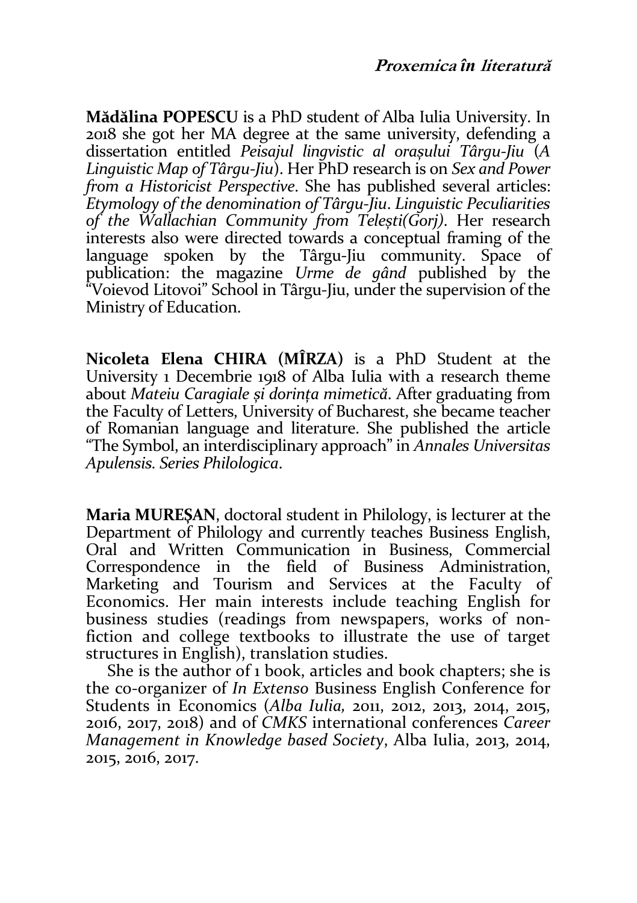**Mădălina POPESCU** is a PhD student of Alba Iulia University. In 2018 she got her MA degree at the same university, defending a dissertation entitled *Peisajul lingvistic al orașului Târgu-Jiu* (*A Linguistic Map of Târgu-Jiu*). Her PhD research is on *Sex and Power from a Historicist Perspective*. She has published several articles: *Etymology of the denomination of Târgu-Jiu*. *Linguistic Peculiarities of the Wallachian Community from Telești(Gorj)*. Her research interests also were directed towards a conceptual framing of the language spoken by the Târgu-Jiu community. Space of publication: the magazine *Urme de gând* published by the "Voievod Litovoi" School in Târgu-Jiu, under the supervision of the Ministry of Education.

**Nicoleta Elena CHIRA (MÎRZA)** is a PhD Student at the University 1 Decembrie 1918 of Alba Iulia with a research theme about *Mateiu Caragiale și dorința mimetică*. After graduating from the Faculty of Letters, University of Bucharest, she became teacher of Romanian language and literature. She published the article "The Symbol, an interdisciplinary approach" in *Annales Universitas Apulensis. Series Philologica*.

**Maria MUREȘAN**, doctoral student in Philology, is lecturer at the Department of Philology and currently teaches Business English, Oral and Written Communication in Business, Commercial Correspondence in the field of Business Administration, Marketing and Tourism and Services at the Faculty of Economics. Her main interests include teaching English for business studies (readings from newspapers, works of non-fiction and college textbooks to illustrate the use of target structures in English), translation studies.

She is the author of 1 book, articles and book chapters; she is the co-organizer of *In Extenso* Business English Conference for Students in Economics (*Alba Iulia,* 2011, 2012, 2013, 2014, 2015, 2016, 2017, 2018) and of *CMKS* international conferences *Career Management in Knowledge based Society*, Alba Iulia, 2013, 2014, 2015, 2016, 2017.